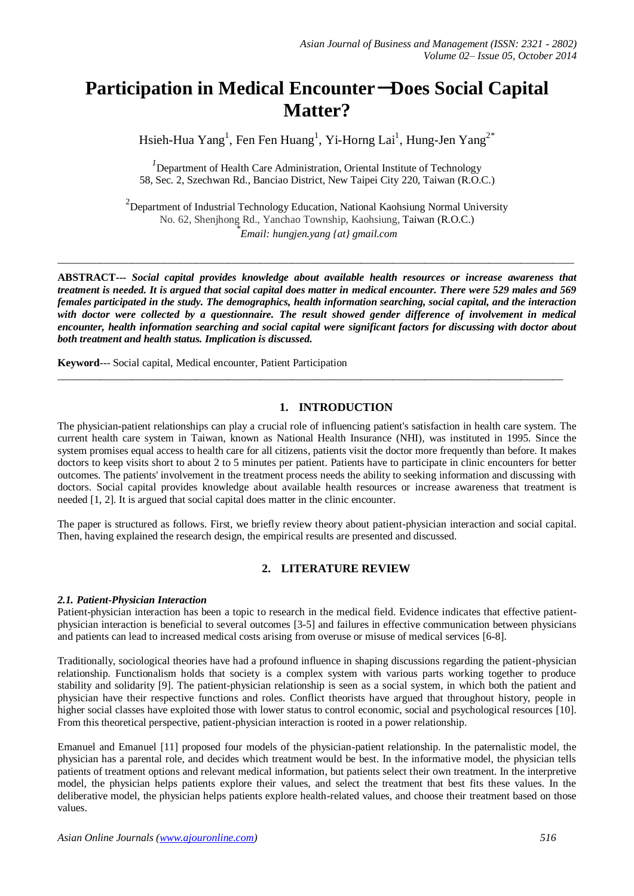# Participation in Medical Encounter─Does Social Capital Matter?

Hsieh-Hua Yang[1], Fen Fen Huang[1], Yi-Horng Lai[1], Hung-Jen Yang[2*]

[1]Department of Health Care Administration, Oriental Institute of Technology
58, Sec. 2, Szechwan Rd., Banciao District, New Taipei City 220, Taiwan (R.O.C.)

[2]Department of Industrial Technology Education, National Kaohsiung Normal University
No. 62, Shenjhong Rd., Yanchao Township, Kaohsiung, Taiwan (R.O.C.)
[*]*Email: hungjen.yang {at} gmail.com*

---

**ABSTRACT---** ***Social capital provides knowledge about available health resources or increase awareness that treatment is needed. It is argued that social capital does matter in medical encounter. There were 529 males and 569 females participated in the study. The demographics, health information searching, social capital, and the interaction with doctor were collected by a questionnaire. The result showed gender difference of involvement in medical encounter, health information searching and social capital were significant factors for discussing with doctor about both treatment and health status. Implication is discussed.***

**Keyword**--- Social capital, Medical encounter, Patient Participation

---

## 1. INTRODUCTION

The physician-patient relationships can play a crucial role of influencing patient's satisfaction in health care system. The current health care system in Taiwan, known as National Health Insurance (NHI), was instituted in 1995. Since the system promises equal access to health care for all citizens, patients visit the doctor more frequently than before. It makes doctors to keep visits short to about 2 to 5 minutes per patient. Patients have to participate in clinic encounters for better outcomes. The patients' involvement in the treatment process needs the ability to seeking information and discussing with doctors. Social capital provides knowledge about available health resources or increase awareness that treatment is needed [1, 2]. It is argued that social capital does matter in the clinic encounter.

The paper is structured as follows. First, we briefly review theory about patient-physician interaction and social capital. Then, having explained the research design, the empirical results are presented and discussed.

## 2. LITERATURE REVIEW

### *2.1. Patient-Physician Interaction*

Patient-physician interaction has been a topic to research in the medical field. Evidence indicates that effective patient-physician interaction is beneficial to several outcomes [3-5] and failures in effective communication between physicians and patients can lead to increased medical costs arising from overuse or misuse of medical services [6-8].

Traditionally, sociological theories have had a profound influence in shaping discussions regarding the patient-physician relationship. Functionalism holds that society is a complex system with various parts working together to produce stability and solidarity [9]. The patient-physician relationship is seen as a social system, in which both the patient and physician have their respective functions and roles. Conflict theorists have argued that throughout history, people in higher social classes have exploited those with lower status to control economic, social and psychological resources [10]. From this theoretical perspective, patient-physician interaction is rooted in a power relationship.

Emanuel and Emanuel [11] proposed four models of the physician-patient relationship. In the paternalistic model, the physician has a parental role, and decides which treatment would be best. In the informative model, the physician tells patients of treatment options and relevant medical information, but patients select their own treatment. In the interpretive model, the physician helps patients explore their values, and select the treatment that best fits these values. In the deliberative model, the physician helps patients explore health-related values, and choose their treatment based on those values.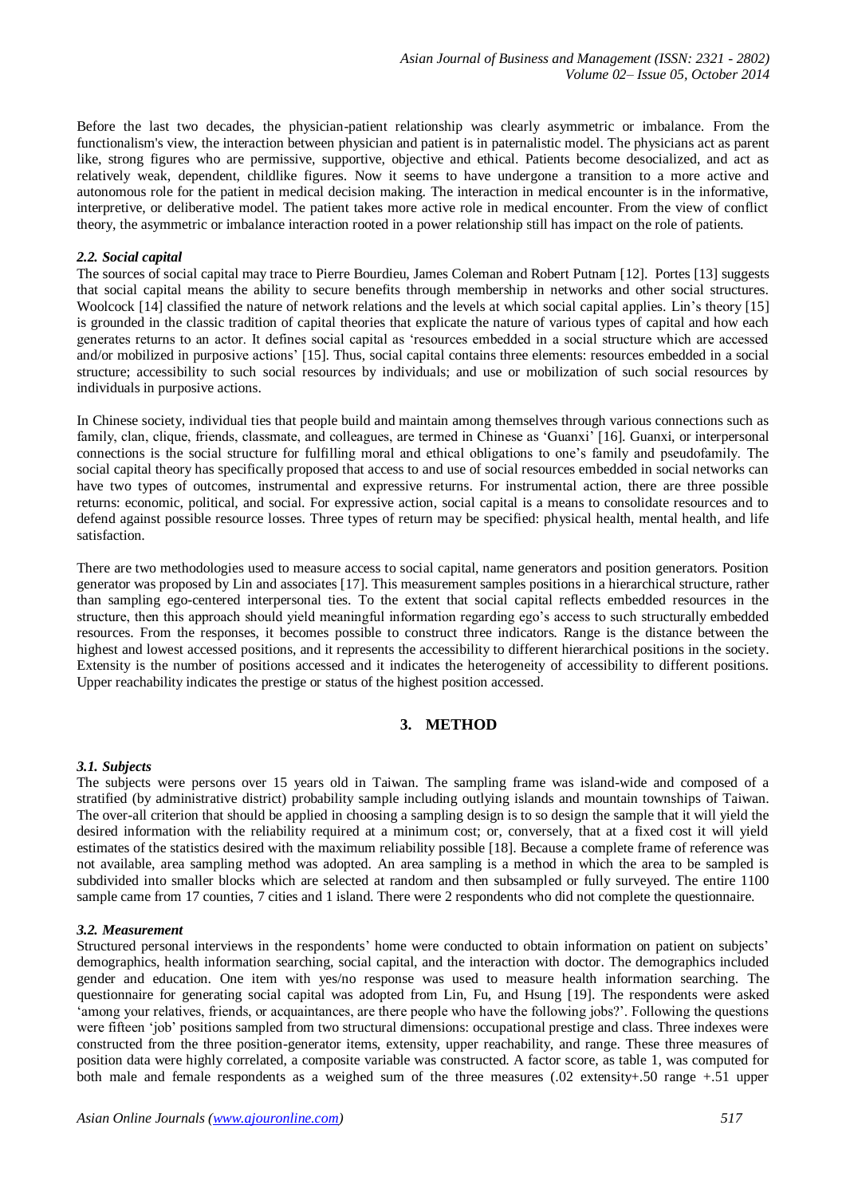Before the last two decades, the physician-patient relationship was clearly asymmetric or imbalance. From the functionalism's view, the interaction between physician and patient is in paternalistic model. The physicians act as parent like, strong figures who are permissive, supportive, objective and ethical. Patients become desocialized, and act as relatively weak, dependent, childlike figures. Now it seems to have undergone a transition to a more active and autonomous role for the patient in medical decision making. The interaction in medical encounter is in the informative, interpretive, or deliberative model. The patient takes more active role in medical encounter. From the view of conflict theory, the asymmetric or imbalance interaction rooted in a power relationship still has impact on the role of patients.

### *2.2. Social capital*

The sources of social capital may trace to Pierre Bourdieu, James Coleman and Robert Putnam [12]. Portes [13] suggests that social capital means the ability to secure benefits through membership in networks and other social structures. Woolcock [14] classified the nature of network relations and the levels at which social capital applies. Lin's theory [15] is grounded in the classic tradition of capital theories that explicate the nature of various types of capital and how each generates returns to an actor. It defines social capital as 'resources embedded in a social structure which are accessed and/or mobilized in purposive actions' [15]. Thus, social capital contains three elements: resources embedded in a social structure; accessibility to such social resources by individuals; and use or mobilization of such social resources by individuals in purposive actions.

In Chinese society, individual ties that people build and maintain among themselves through various connections such as family, clan, clique, friends, classmate, and colleagues, are termed in Chinese as 'Guanxi' [16]. Guanxi, or interpersonal connections is the social structure for fulfilling moral and ethical obligations to one's family and pseudofamily. The social capital theory has specifically proposed that access to and use of social resources embedded in social networks can have two types of outcomes, instrumental and expressive returns. For instrumental action, there are three possible returns: economic, political, and social. For expressive action, social capital is a means to consolidate resources and to defend against possible resource losses. Three types of return may be specified: physical health, mental health, and life satisfaction.

There are two methodologies used to measure access to social capital, name generators and position generators. Position generator was proposed by Lin and associates [17]. This measurement samples positions in a hierarchical structure, rather than sampling ego-centered interpersonal ties. To the extent that social capital reflects embedded resources in the structure, then this approach should yield meaningful information regarding ego's access to such structurally embedded resources. From the responses, it becomes possible to construct three indicators. Range is the distance between the highest and lowest accessed positions, and it represents the accessibility to different hierarchical positions in the society. Extensity is the number of positions accessed and it indicates the heterogeneity of accessibility to different positions. Upper reachability indicates the prestige or status of the highest position accessed.

## 3. METHOD

### *3.1. Subjects*

The subjects were persons over 15 years old in Taiwan. The sampling frame was island-wide and composed of a stratified (by administrative district) probability sample including outlying islands and mountain townships of Taiwan. The over-all criterion that should be applied in choosing a sampling design is to so design the sample that it will yield the desired information with the reliability required at a minimum cost; or, conversely, that at a fixed cost it will yield estimates of the statistics desired with the maximum reliability possible [18]. Because a complete frame of reference was not available, area sampling method was adopted. An area sampling is a method in which the area to be sampled is subdivided into smaller blocks which are selected at random and then subsampled or fully surveyed. The entire 1100 sample came from 17 counties, 7 cities and 1 island. There were 2 respondents who did not complete the questionnaire.

### *3.2. Measurement*

Structured personal interviews in the respondents' home were conducted to obtain information on patient on subjects' demographics, health information searching, social capital, and the interaction with doctor. The demographics included gender and education. One item with yes/no response was used to measure health information searching. The questionnaire for generating social capital was adopted from Lin, Fu, and Hsung [19]. The respondents were asked 'among your relatives, friends, or acquaintances, are there people who have the following jobs?'. Following the questions were fifteen 'job' positions sampled from two structural dimensions: occupational prestige and class. Three indexes were constructed from the three position-generator items, extensity, upper reachability, and range. These three measures of position data were highly correlated, a composite variable was constructed. A factor score, as table 1, was computed for both male and female respondents as a weighed sum of the three measures (.02 extensity+.50 range +.51 upper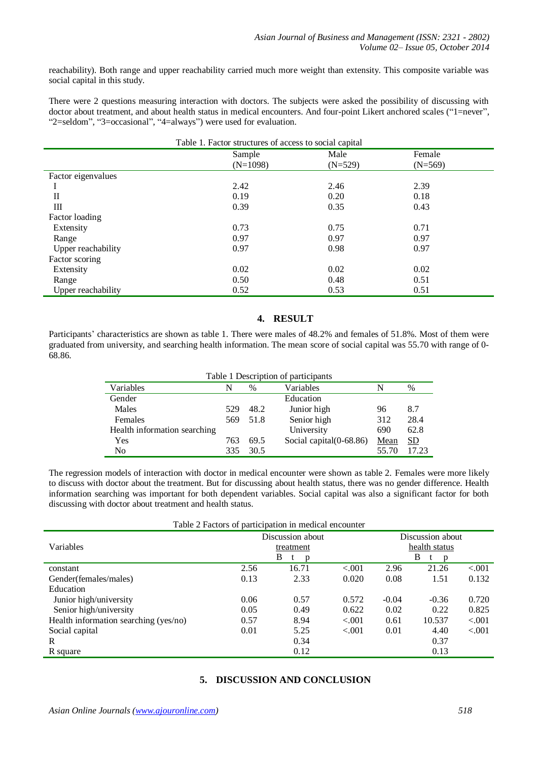reachability). Both range and upper reachability carried much more weight than extensity. This composite variable was social capital in this study.

There were 2 questions measuring interaction with doctors. The subjects were asked the possibility of discussing with doctor about treatment, and about health status in medical encounters. And four-point Likert anchored scales ("1=never", "2=seldom", "3=occasional", "4=always") were used for evaluation.

Table 1. Factor structures of access to social capital

| | Sample (N=1098) | Male (N=529) | Female (N=569) |
|---|---|---|---|
| Factor eigenvalues | | | |
| I | 2.42 | 2.46 | 2.39 |
| II | 0.19 | 0.20 | 0.18 |
| III | 0.39 | 0.35 | 0.43 |
| Factor loading | | | |
| Extensity | 0.73 | 0.75 | 0.71 |
| Range | 0.97 | 0.97 | 0.97 |
| Upper reachability | 0.97 | 0.98 | 0.97 |
| Factor scoring | | | |
| Extensity | 0.02 | 0.02 | 0.02 |
| Range | 0.50 | 0.48 | 0.51 |
| Upper reachability | 0.52 | 0.53 | 0.51 |

## 4. RESULT

Participants' characteristics are shown as table 1. There were males of 48.2% and females of 51.8%. Most of them were graduated from university, and searching health information. The mean score of social capital was 55.70 with range of 0-68.86.

Table 1 Description of participants

| Variables | N | % | Variables | N | % |
|---|---|---|---|---|---|
| Gender | | | Education | | |
| Males | 529 | 48.2 | Junior high | 96 | 8.7 |
| Females | 569 | 51.8 | Senior high | 312 | 28.4 |
| Health information searching | | | University | 690 | 62.8 |
| Yes | 763 | 69.5 | Social capital(0-68.86) | Mean | SD |
| No | 335 | 30.5 | | 55.70 | 17.23 |

The regression models of interaction with doctor in medical encounter were shown as table 2. Females were more likely to discuss with doctor about the treatment. But for discussing about health status, there was no gender difference. Health information searching was important for both dependent variables. Social capital was also a significant factor for both discussing with doctor about treatment and health status.

Table 2 Factors of participation in medical encounter

| Variables | Discussion about treatment | | | Discussion about health status | | |
|---|---|---|---|---|---|---|
| | B | t | p | B | t | p |
| constant | 2.56 | 16.71 | <.001 | 2.96 | 21.26 | <.001 |
| Gender(females/males) | 0.13 | 2.33 | 0.020 | 0.08 | 1.51 | 0.132 |
| Education | | | | | | |
| Junior high/university | 0.06 | 0.57 | 0.572 | -0.04 | -0.36 | 0.720 |
| Senior high/university | 0.05 | 0.49 | 0.622 | 0.02 | 0.22 | 0.825 |
| Health information searching (yes/no) | 0.57 | 8.94 | <.001 | 0.61 | 10.537 | <.001 |
| Social capital | 0.01 | 5.25 | <.001 | 0.01 | 4.40 | <.001 |
| R | | 0.34 | | | 0.37 | |
| R square | | 0.12 | | | 0.13 | |

## 5. DISCUSSION AND CONCLUSION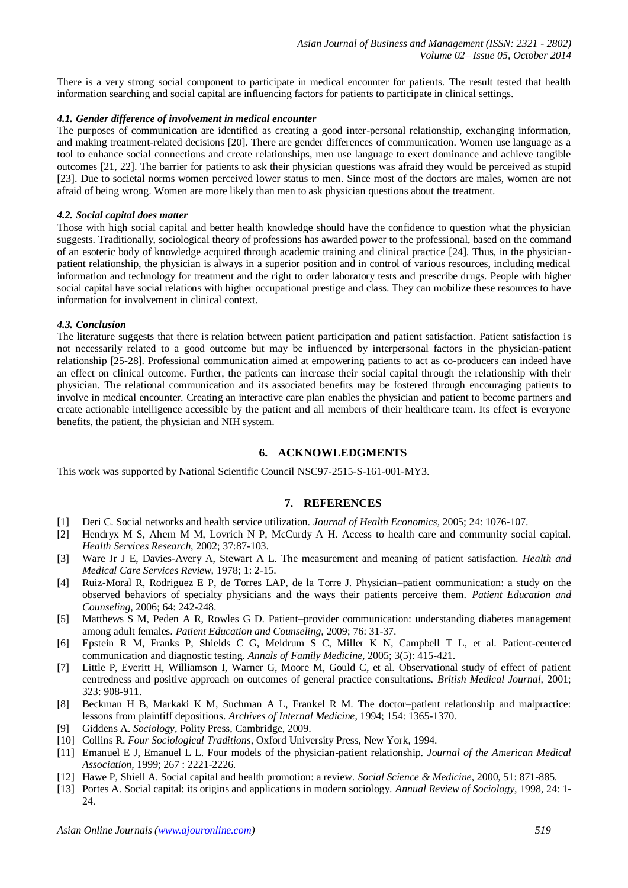There is a very strong social component to participate in medical encounter for patients. The result tested that health information searching and social capital are influencing factors for patients to participate in clinical settings.

#### *4.1. Gender difference of involvement in medical encounter*

The purposes of communication are identified as creating a good inter-personal relationship, exchanging information, and making treatment-related decisions [20]. There are gender differences of communication. Women use language as a tool to enhance social connections and create relationships, men use language to exert dominance and achieve tangible outcomes [21, 22]. The barrier for patients to ask their physician questions was afraid they would be perceived as stupid [23]. Due to societal norms women perceived lower status to men. Since most of the doctors are males, women are not afraid of being wrong. Women are more likely than men to ask physician questions about the treatment.

#### *4.2. Social capital does matter*

Those with high social capital and better health knowledge should have the confidence to question what the physician suggests. Traditionally, sociological theory of professions has awarded power to the professional, based on the command of an esoteric body of knowledge acquired through academic training and clinical practice [24]. Thus, in the physician-patient relationship, the physician is always in a superior position and in control of various resources, including medical information and technology for treatment and the right to order laboratory tests and prescribe drugs. People with higher social capital have social relations with higher occupational prestige and class. They can mobilize these resources to have information for involvement in clinical context.

#### *4.3. Conclusion*

The literature suggests that there is relation between patient participation and patient satisfaction. Patient satisfaction is not necessarily related to a good outcome but may be influenced by interpersonal factors in the physician-patient relationship [25-28]. Professional communication aimed at empowering patients to act as co-producers can indeed have an effect on clinical outcome. Further, the patients can increase their social capital through the relationship with their physician. The relational communication and its associated benefits may be fostered through encouraging patients to involve in medical encounter. Creating an interactive care plan enables the physician and patient to become partners and create actionable intelligence accessible by the patient and all members of their healthcare team. Its effect is everyone benefits, the patient, the physician and NIH system.

## 6. ACKNOWLEDGMENTS

This work was supported by National Scientific Council NSC97-2515-S-161-001-MY3.

## 7. REFERENCES

[1] Deri C. Social networks and health service utilization. *Journal of Health Economics*, 2005; 24: 1076-107.

[2] Hendryx M S, Ahern M M, Lovrich N P, McCurdy A H. Access to health care and community social capital. *Health Services Research*, 2002; 37:87-103.

[3] Ware Jr J E, Davies-Avery A, Stewart A L. The measurement and meaning of patient satisfaction. *Health and Medical Care Services Review*, 1978; 1: 2-15.

[4] Ruiz-Moral R, Rodriguez E P, de Torres LAP, de la Torre J. Physician–patient communication: a study on the observed behaviors of specialty physicians and the ways their patients perceive them. *Patient Education and Counseling*, 2006; 64: 242-248.

[5] Matthews S M, Peden A R, Rowles G D. Patient–provider communication: understanding diabetes management among adult females. *Patient Education and Counseling*, 2009; 76: 31-37.

[6] Epstein R M, Franks P, Shields C G, Meldrum S C, Miller K N, Campbell T L, et al. Patient-centered communication and diagnostic testing. *Annals of Family Medicine*, 2005; 3(5): 415-421.

[7] Little P, Everitt H, Williamson I, Warner G, Moore M, Gould C, et al. Observational study of effect of patient centredness and positive approach on outcomes of general practice consultations. *British Medical Journal*, 2001; 323: 908-911.

[8] Beckman H B, Markaki K M, Suchman A L, Frankel R M. The doctor–patient relationship and malpractice: lessons from plaintiff depositions. *Archives of Internal Medicine*, 1994; 154: 1365-1370.

[9] Giddens A. *Sociology*, Polity Press, Cambridge, 2009.

[10] Collins R. *Four Sociological Traditions*, Oxford University Press, New York, 1994.

[11] Emanuel E J, Emanuel L L. Four models of the physician-patient relationship. *Journal of the American Medical Association*, 1999; 267 : 2221-2226.

[12] Hawe P, Shiell A. Social capital and health promotion: a review. *Social Science & Medicine*, 2000, 51: 871-885.

[13] Portes A. Social capital: its origins and applications in modern sociology. *Annual Review of Sociology*, 1998, 24: 1-24.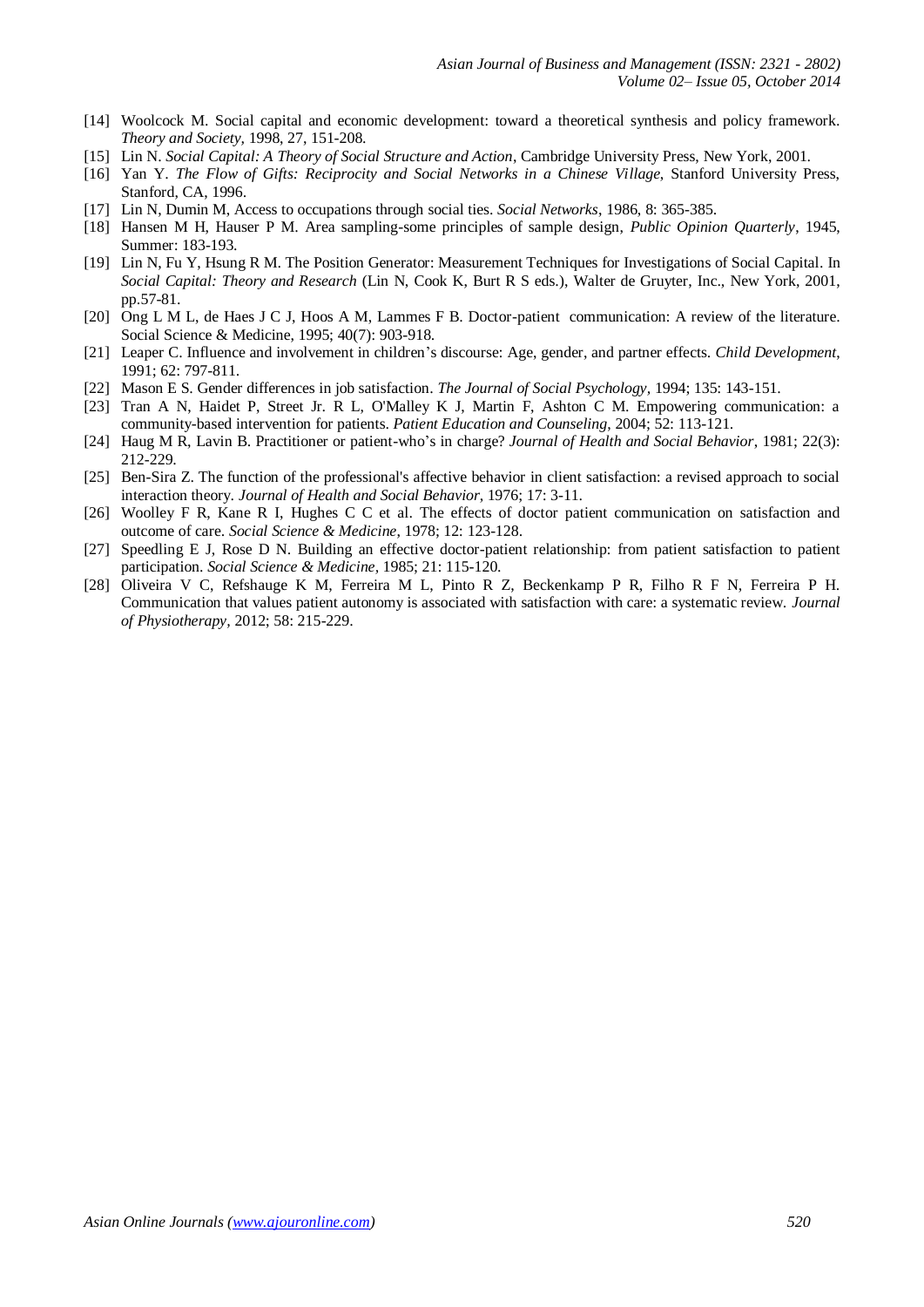[14] Woolcock M. Social capital and economic development: toward a theoretical synthesis and policy framework. *Theory and Society*, 1998, 27, 151-208.

[15] Lin N. *Social Capital: A Theory of Social Structure and Action*, Cambridge University Press, New York, 2001.

[16] Yan Y. *The Flow of Gifts: Reciprocity and Social Networks in a Chinese Village*, Stanford University Press, Stanford, CA, 1996.

[17] Lin N, Dumin M, Access to occupations through social ties. *Social Networks*, 1986, 8: 365-385.

[18] Hansen M H, Hauser P M. Area sampling-some principles of sample design, *Public Opinion Quarterly*, 1945, Summer: 183-193.

[19] Lin N, Fu Y, Hsung R M. The Position Generator: Measurement Techniques for Investigations of Social Capital. In *Social Capital: Theory and Research* (Lin N, Cook K, Burt R S eds.), Walter de Gruyter, Inc., New York, 2001, pp.57-81.

[20] Ong L M L, de Haes J C J, Hoos A M, Lammes F B. Doctor-patient communication: A review of the literature. Social Science & Medicine, 1995; 40(7): 903-918.

[21] Leaper C. Influence and involvement in children's discourse: Age, gender, and partner effects. *Child Development*, 1991; 62: 797-811.

[22] Mason E S. Gender differences in job satisfaction. *The Journal of Social Psychology*, 1994; 135: 143-151.

[23] Tran A N, Haidet P, Street Jr. R L, O'Malley K J, Martin F, Ashton C M. Empowering communication: a community-based intervention for patients. *Patient Education and Counseling*, 2004; 52: 113-121.

[24] Haug M R, Lavin B. Practitioner or patient-who's in charge? *Journal of Health and Social Behavior*, 1981; 22(3): 212-229.

[25] Ben-Sira Z. The function of the professional's affective behavior in client satisfaction: a revised approach to social interaction theory. *Journal of Health and Social Behavior*, 1976; 17: 3-11.

[26] Woolley F R, Kane R I, Hughes C C et al. The effects of doctor patient communication on satisfaction and outcome of care. *Social Science & Medicine*, 1978; 12: 123-128.

[27] Speedling E J, Rose D N. Building an effective doctor-patient relationship: from patient satisfaction to patient participation. *Social Science & Medicine*, 1985; 21: 115-120.

[28] Oliveira V C, Refshauge K M, Ferreira M L, Pinto R Z, Beckenkamp P R, Filho R F N, Ferreira P H. Communication that values patient autonomy is associated with satisfaction with care: a systematic review. *Journal of Physiotherapy*, 2012; 58: 215-229.